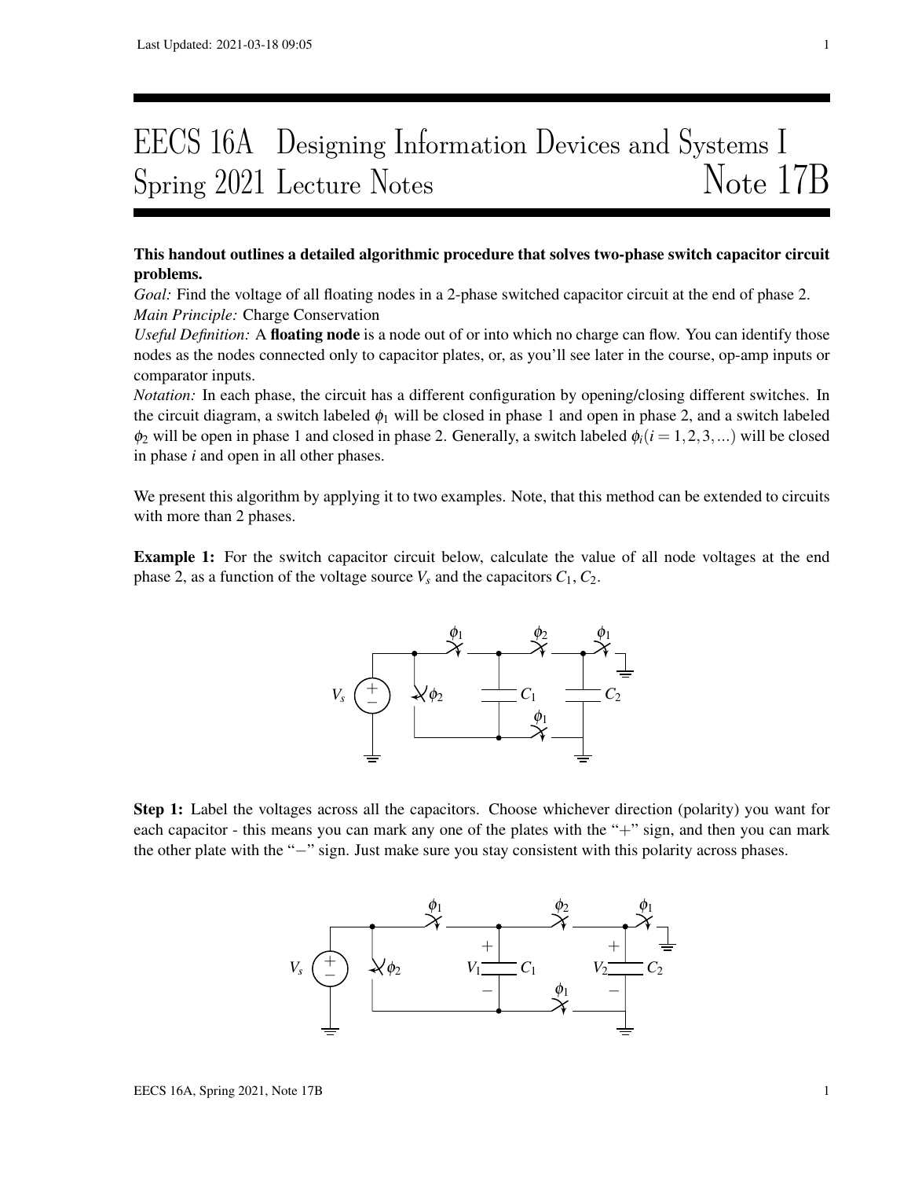# EECS 16A Designing Information Devices and Systems I
# Spring 2021 Lecture Notes — Note 17B

**This handout outlines a detailed algorithmic procedure that solves two-phase switch capacitor circuit problems.**

*Goal:* Find the voltage of all floating nodes in a 2-phase switched capacitor circuit at the end of phase 2.
*Main Principle:* Charge Conservation
*Useful Definition:* A **floating node** is a node out of or into which no charge can flow. You can identify those nodes as the nodes connected only to capacitor plates, or, as you'll see later in the course, op-amp inputs or comparator inputs.
*Notation:* In each phase, the circuit has a different configuration by opening/closing different switches. In the circuit diagram, a switch labeled $\phi_1$ will be closed in phase 1 and open in phase 2, and a switch labeled $\phi_2$ will be open in phase 1 and closed in phase 2. Generally, a switch labeled $\phi_i (i = 1, 2, 3, ...)$ will be closed in phase $i$ and open in all other phases.

We present this algorithm by applying it to two examples. Note, that this method can be extended to circuits with more than 2 phases.

**Example 1:** For the switch capacitor circuit below, calculate the value of all node voltages at the end phase 2, as a function of the voltage source $V_s$ and the capacitors $C_1$, $C_2$.

**Step 1:** Label the voltages across all the capacitors. Choose whichever direction (polarity) you want for each capacitor - this means you can mark any one of the plates with the "+" sign, and then you can mark the other plate with the "−" sign. Just make sure you stay consistent with this polarity across phases.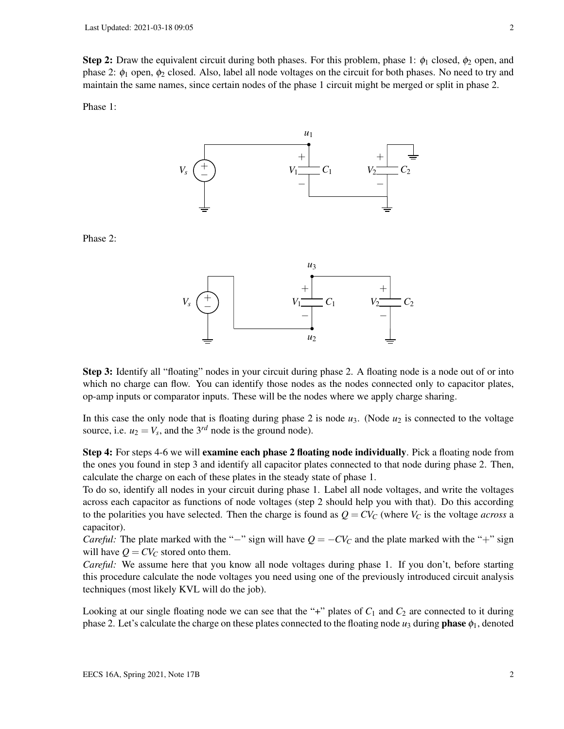**Step 2:** Draw the equivalent circuit during both phases. For this problem, phase 1: $\phi_1$ closed, $\phi_2$ open, and phase 2: $\phi_1$ open, $\phi_2$ closed. Also, label all node voltages on the circuit for both phases. No need to try and maintain the same names, since certain nodes of the phase 1 circuit might be merged or split in phase 2.

Phase 1:

Phase 2:

**Step 3:** Identify all "floating" nodes in your circuit during phase 2. A floating node is a node out of or into which no charge can flow. You can identify those nodes as the nodes connected only to capacitor plates, op-amp inputs or comparator inputs. These will be the nodes where we apply charge sharing.

In this case the only node that is floating during phase 2 is node $u_3$. (Node $u_2$ is connected to the voltage source, i.e. $u_2 = V_s$, and the $3^{rd}$ node is the ground node).

**Step 4:** For steps 4-6 we will **examine each phase 2 floating node individually**. Pick a floating node from the ones you found in step 3 and identify all capacitor plates connected to that node during phase 2. Then, calculate the charge on each of these plates in the steady state of phase 1.
To do so, identify all nodes in your circuit during phase 1. Label all node voltages, and write the voltages across each capacitor as functions of node voltages (step 2 should help you with that). Do this according to the polarities you have selected. Then the charge is found as $Q = CV_C$ (where $V_C$ is the voltage *across* a capacitor).
*Careful:* The plate marked with the "$-$" sign will have $Q = -CV_C$ and the plate marked with the "$+$" sign will have $Q = CV_C$ stored onto them.
*Careful:* We assume here that you know all node voltages during phase 1. If you don't, before starting this procedure calculate the node voltages you need using one of the previously introduced circuit analysis techniques (most likely KVL will do the job).

Looking at our single floating node we can see that the "+" plates of $C_1$ and $C_2$ are connected to it during phase 2. Let's calculate the charge on these plates connected to the floating node $u_3$ during **phase $\phi_1$**, denoted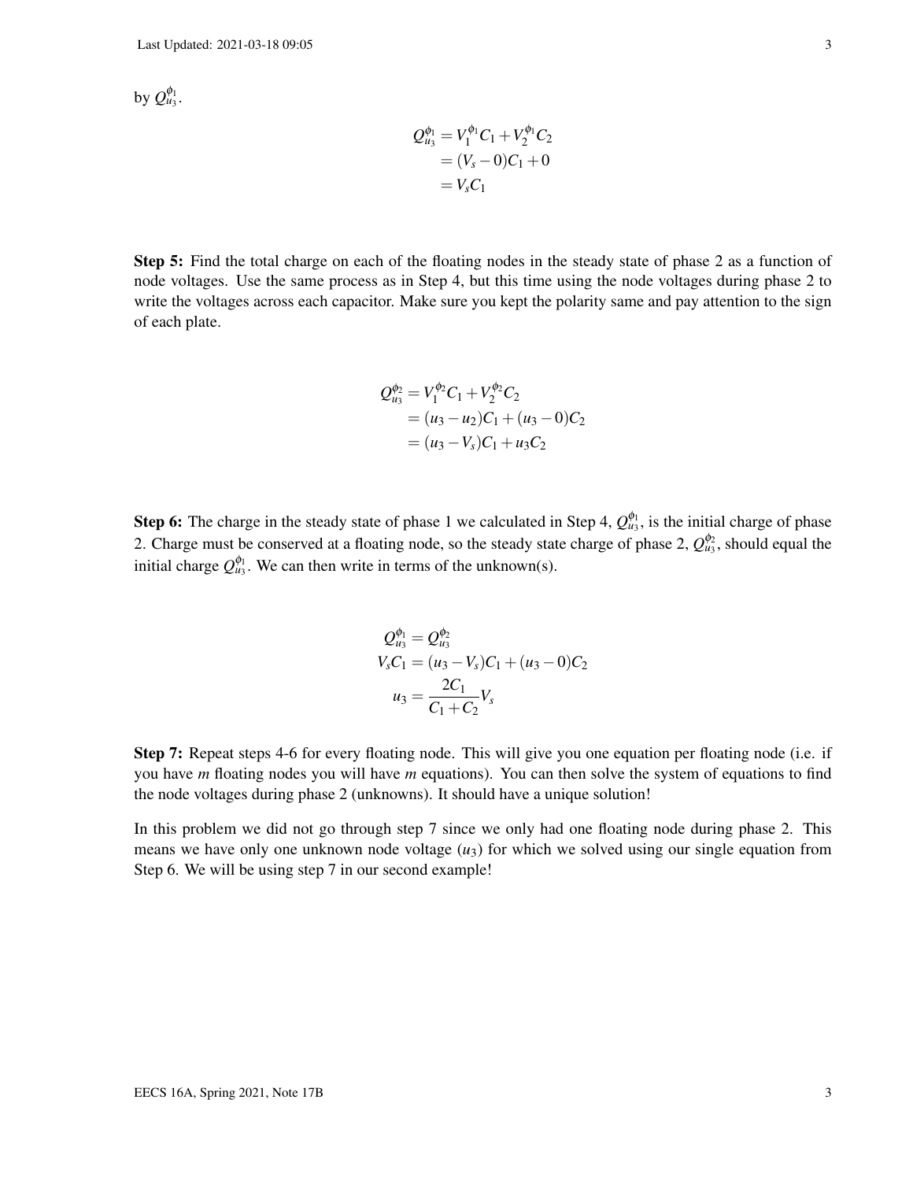by $Q_{u_3}^{\phi_1}$.

$$
\begin{aligned}
Q_{u_3}^{\phi_1} &= V_1^{\phi_1} C_1 + V_2^{\phi_1} C_2 \\
&= (V_s - 0) C_1 + 0 \\
&= V_s C_1
\end{aligned}
$$

**Step 5:** Find the total charge on each of the floating nodes in the steady state of phase 2 as a function of node voltages. Use the same process as in Step 4, but this time using the node voltages during phase 2 to write the voltages across each capacitor. Make sure you kept the polarity same and pay attention to the sign of each plate.

$$
\begin{aligned}
Q_{u_3}^{\phi_2} &= V_1^{\phi_2} C_1 + V_2^{\phi_2} C_2 \\
&= (u_3 - u_2) C_1 + (u_3 - 0) C_2 \\
&= (u_3 - V_s) C_1 + u_3 C_2
\end{aligned}
$$

**Step 6:** The charge in the steady state of phase 1 we calculated in Step 4, $Q_{u_3}^{\phi_1}$, is the initial charge of phase 2. Charge must be conserved at a floating node, so the steady state charge of phase 2, $Q_{u_3}^{\phi_2}$, should equal the initial charge $Q_{u_3}^{\phi_1}$. We can then write in terms of the unknown(s).

$$
\begin{aligned}
Q_{u_3}^{\phi_1} &= Q_{u_3}^{\phi_2} \\
V_s C_1 &= (u_3 - V_s) C_1 + (u_3 - 0) C_2 \\
u_3 &= \frac{2C_1}{C_1 + C_2} V_s
\end{aligned}
$$

**Step 7:** Repeat steps 4-6 for every floating node. This will give you one equation per floating node (i.e. if you have $m$ floating nodes you will have $m$ equations). You can then solve the system of equations to find the node voltages during phase 2 (unknowns). It should have a unique solution!

In this problem we did not go through step 7 since we only had one floating node during phase 2. This means we have only one unknown node voltage ($u_3$) for which we solved using our single equation from Step 6. We will be using step 7 in our second example!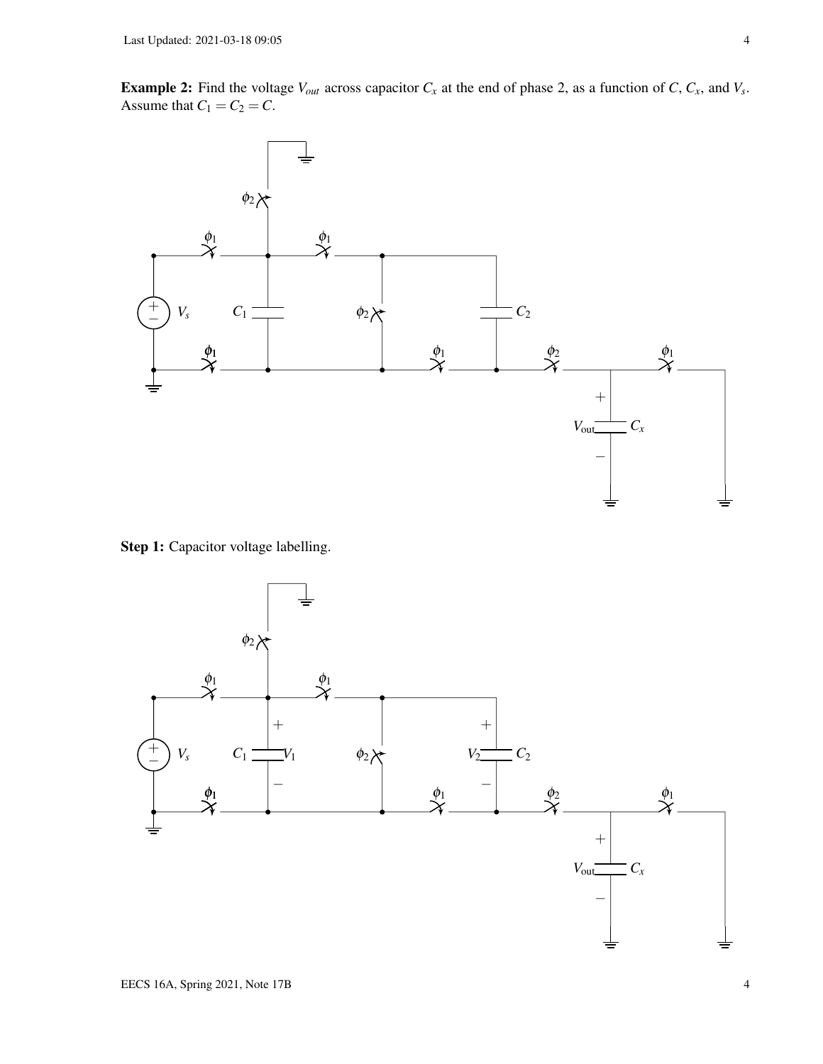**Example 2:** Find the voltage $V_{out}$ across capacitor $C_x$ at the end of phase 2, as a function of $C$, $C_x$, and $V_s$. Assume that $C_1 = C_2 = C$.

**Step 1:** Capacitor voltage labelling.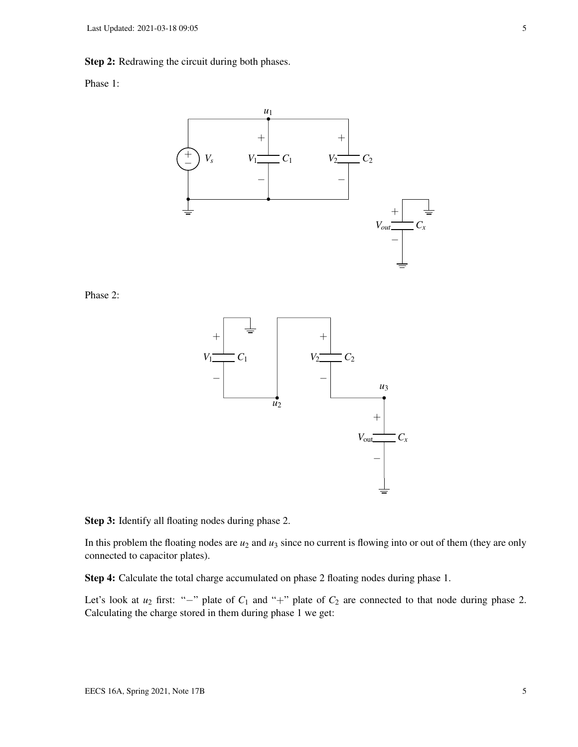**Step 2:** Redrawing the circuit during both phases.

Phase 1:

Phase 2:

**Step 3:** Identify all floating nodes during phase 2.

In this problem the floating nodes are $u_2$ and $u_3$ since no current is flowing into or out of them (they are only connected to capacitor plates).

**Step 4:** Calculate the total charge accumulated on phase 2 floating nodes during phase 1.

Let's look at $u_2$ first: "$-$" plate of $C_1$ and "$+$" plate of $C_2$ are connected to that node during phase 2. Calculating the charge stored in them during phase 1 we get: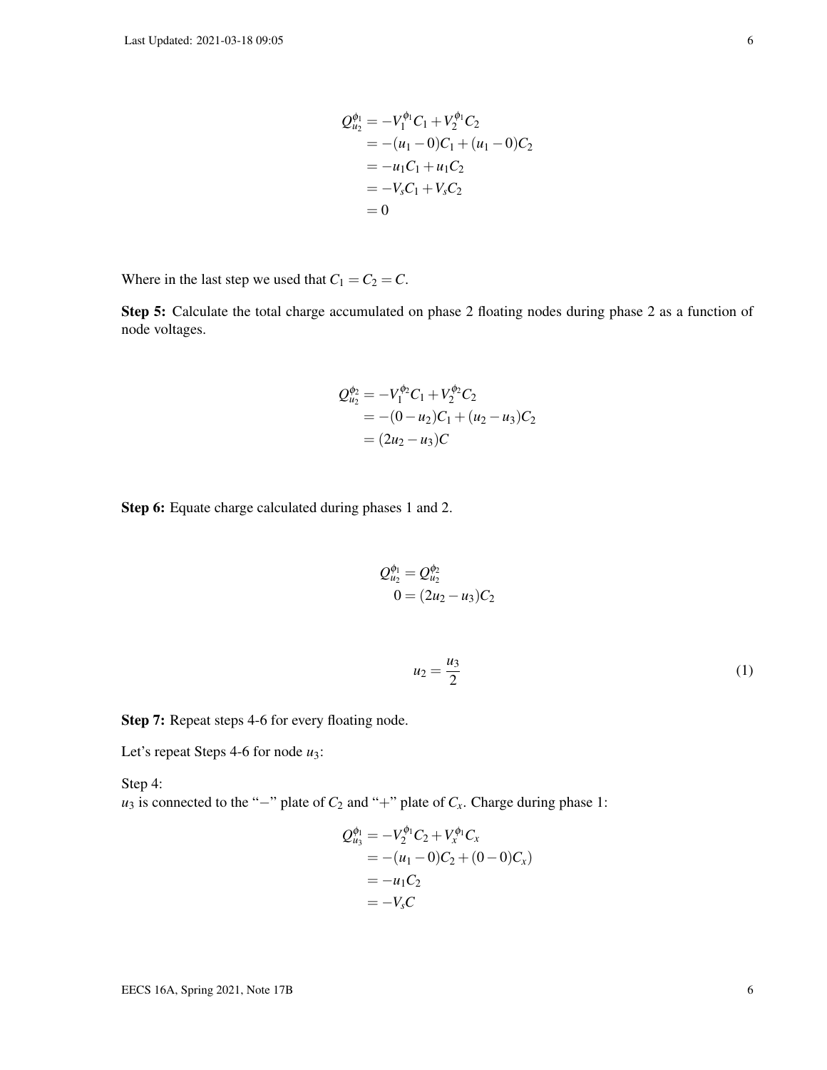$$
\begin{aligned}
Q_{u_2}^{\phi_1} &= -V_1^{\phi_1}C_1 + V_2^{\phi_1}C_2 \\
&= -(u_1 - 0)C_1 + (u_1 - 0)C_2 \\
&= -u_1C_1 + u_1C_2 \\
&= -V_sC_1 + V_sC_2 \\
&= 0
\end{aligned}
$$

Where in the last step we used that $C_1 = C_2 = C$.

**Step 5:** Calculate the total charge accumulated on phase 2 floating nodes during phase 2 as a function of node voltages.

$$
\begin{aligned}
Q_{u_2}^{\phi_2} &= -V_1^{\phi_2}C_1 + V_2^{\phi_2}C_2 \\
&= -(0 - u_2)C_1 + (u_2 - u_3)C_2 \\
&= (2u_2 - u_3)C
\end{aligned}
$$

**Step 6:** Equate charge calculated during phases 1 and 2.

$$
\begin{aligned}
Q_{u_2}^{\phi_1} &= Q_{u_2}^{\phi_2} \\
0 &= (2u_2 - u_3)C_2
\end{aligned}
$$

$$
u_2 = \frac{u_3}{2} \tag{1}
$$

**Step 7:** Repeat steps 4-6 for every floating node.

Let's repeat Steps 4-6 for node $u_3$:

Step 4:
$u_3$ is connected to the "$-$" plate of $C_2$ and "$+$" plate of $C_x$. Charge during phase 1:

$$
\begin{aligned}
Q_{u_3}^{\phi_1} &= -V_2^{\phi_1}C_2 + V_x^{\phi_1}C_x \\
&= -(u_1 - 0)C_2 + (0 - 0)C_x) \\
&= -u_1C_2 \\
&= -V_sC
\end{aligned}
$$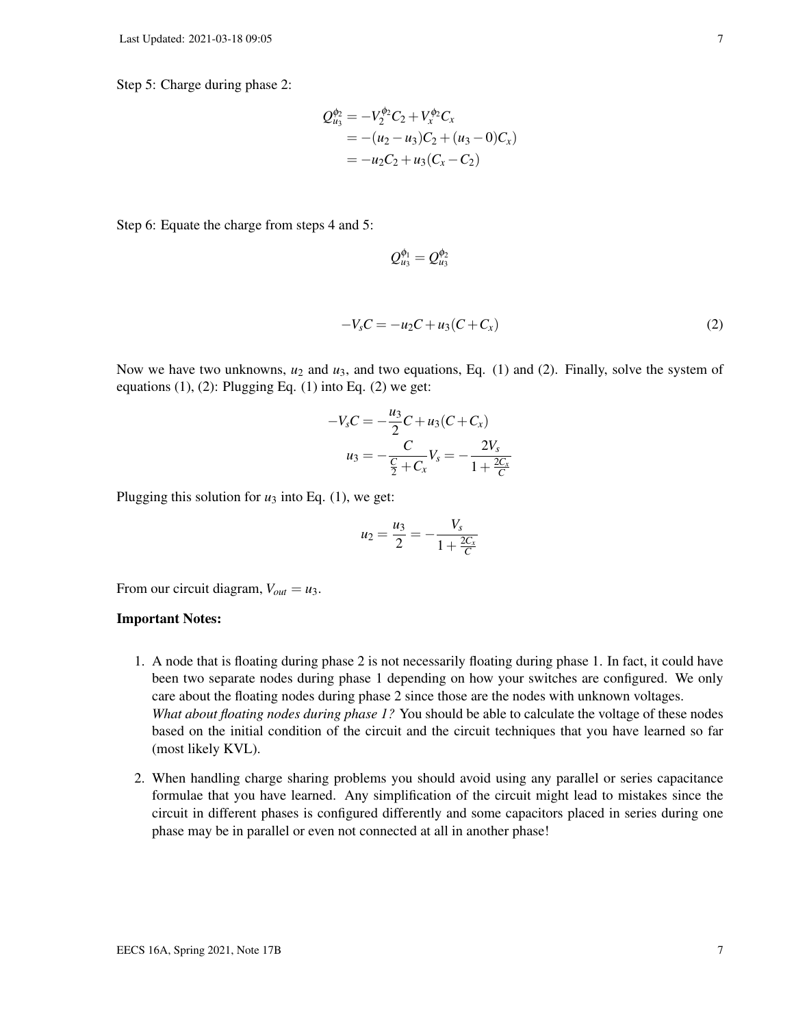Step 5: Charge during phase 2:

$$
\begin{aligned}
Q_{u_3}^{\phi_2} &= -V_2^{\phi_2} C_2 + V_x^{\phi_2} C_x \\
&= -(u_2 - u_3) C_2 + (u_3 - 0) C_x) \\
&= -u_2 C_2 + u_3 (C_x - C_2)
\end{aligned}
$$

Step 6: Equate the charge from steps 4 and 5:

$$
Q_{u_3}^{\phi_1} = Q_{u_3}^{\phi_2}
$$

$$
-V_s C = -u_2 C + u_3 (C + C_x) \tag{2}
$$

Now we have two unknowns, $u_2$ and $u_3$, and two equations, Eq. (1) and (2). Finally, solve the system of equations (1), (2): Plugging Eq. (1) into Eq. (2) we get:

$$
\begin{aligned}
-V_s C &= -\frac{u_3}{2} C + u_3 (C + C_x) \\
u_3 &= -\frac{C}{\frac{C}{2} + C_x} V_s = -\frac{2V_s}{1 + \frac{2C_x}{C}}
\end{aligned}
$$

Plugging this solution for $u_3$ into Eq. (1), we get:

$$
u_2 = \frac{u_3}{2} = -\frac{V_s}{1 + \frac{2C_x}{C}}
$$

From our circuit diagram, $V_{out} = u_3$.

**Important Notes:**

1. A node that is floating during phase 2 is not necessarily floating during phase 1. In fact, it could have been two separate nodes during phase 1 depending on how your switches are configured. We only care about the floating nodes during phase 2 since those are the nodes with unknown voltages. *What about floating nodes during phase 1?* You should be able to calculate the voltage of these nodes based on the initial condition of the circuit and the circuit techniques that you have learned so far (most likely KVL).

2. When handling charge sharing problems you should avoid using any parallel or series capacitance formulae that you have learned. Any simplification of the circuit might lead to mistakes since the circuit in different phases is configured differently and some capacitors placed in series during one phase may be in parallel or even not connected at all in another phase!